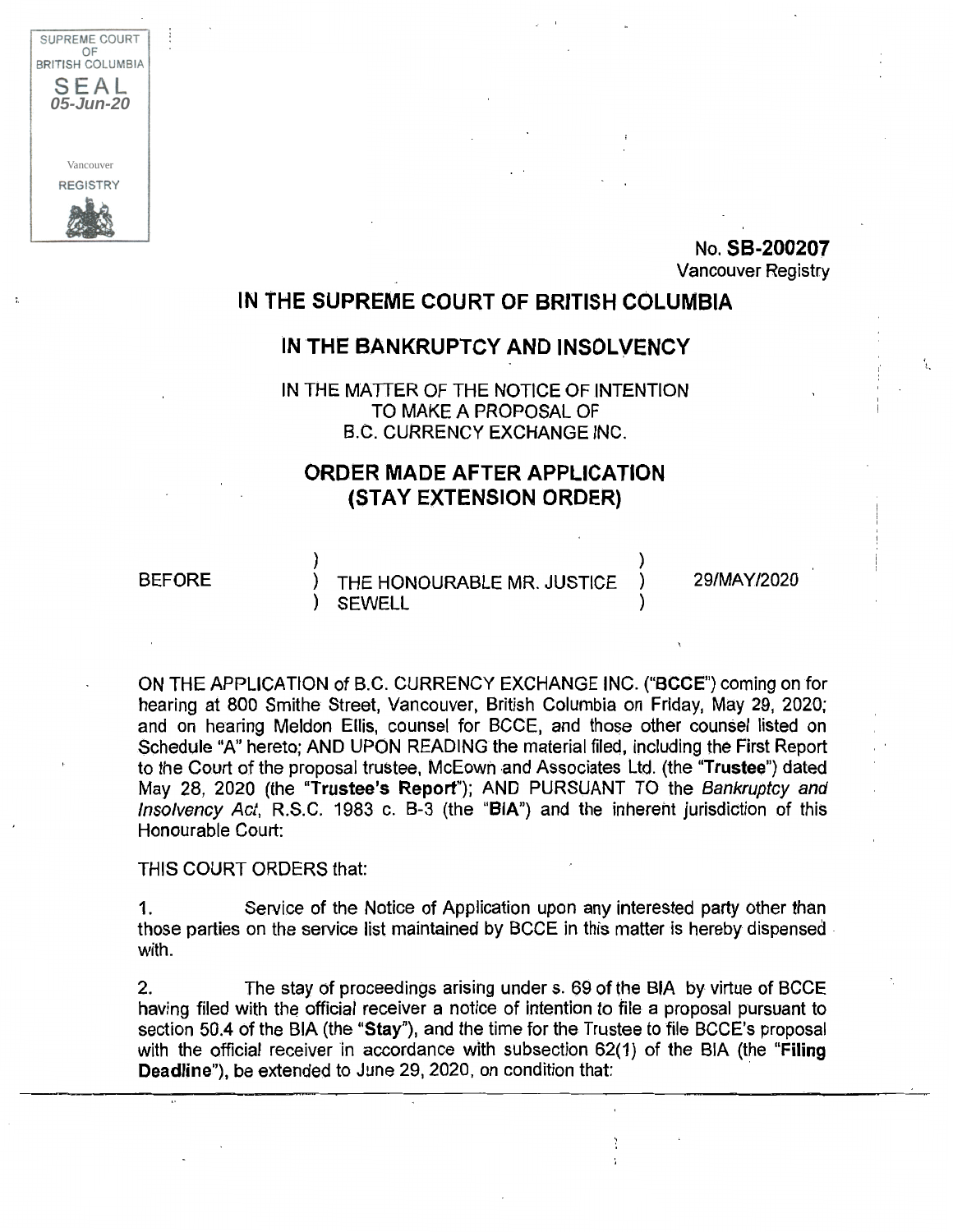SUPREME COURT OF BRITISH COLUMBIA
SEAL
05-Jun-20
Vancouver
REGISTRY

No. **SB-200207**
Vancouver Registry

# IN THE SUPREME COURT OF BRITISH COLUMBIA

## IN THE BANKRUPTCY AND INSOLVENCY

IN THE MATTER OF THE NOTICE OF INTENTION TO MAKE A PROPOSAL OF B.C. CURRENCY EXCHANGE INC.

## ORDER MADE AFTER APPLICATION (STAY EXTENSION ORDER)

| BEFORE | THE HONOURABLE MR. JUSTICE SEWELL | 29/MAY/2020 |
|---|---|---|

ON THE APPLICATION of B.C. CURRENCY EXCHANGE INC. ("**BCCE**") coming on for hearing at 800 Smithe Street, Vancouver, British Columbia on Friday, May 29, 2020; and on hearing Meldon Ellis, counsel for BCCE, and those other counsel listed on Schedule "A" hereto; AND UPON READING the material filed, including the First Report to the Court of the proposal trustee, McEown and Associates Ltd. (the "**Trustee**") dated May 28, 2020 (the "**Trustee's Report**"); AND PURSUANT TO the *Bankruptcy and Insolvency Act*, R.S.C. 1983 c. B-3 (the "**BIA**") and the inherent jurisdiction of this Honourable Court:

THIS COURT ORDERS that:

1. Service of the Notice of Application upon any interested party other than those parties on the service list maintained by BCCE in this matter is hereby dispensed with.

2. The stay of proceedings arising under s. 69 of the BIA by virtue of BCCE having filed with the official receiver a notice of intention to file a proposal pursuant to section 50.4 of the BIA (the "**Stay**"), and the time for the Trustee to file BCCE's proposal with the official receiver in accordance with subsection 62(1) of the BIA (the "**Filing Deadline**"), be extended to June 29, 2020, on condition that: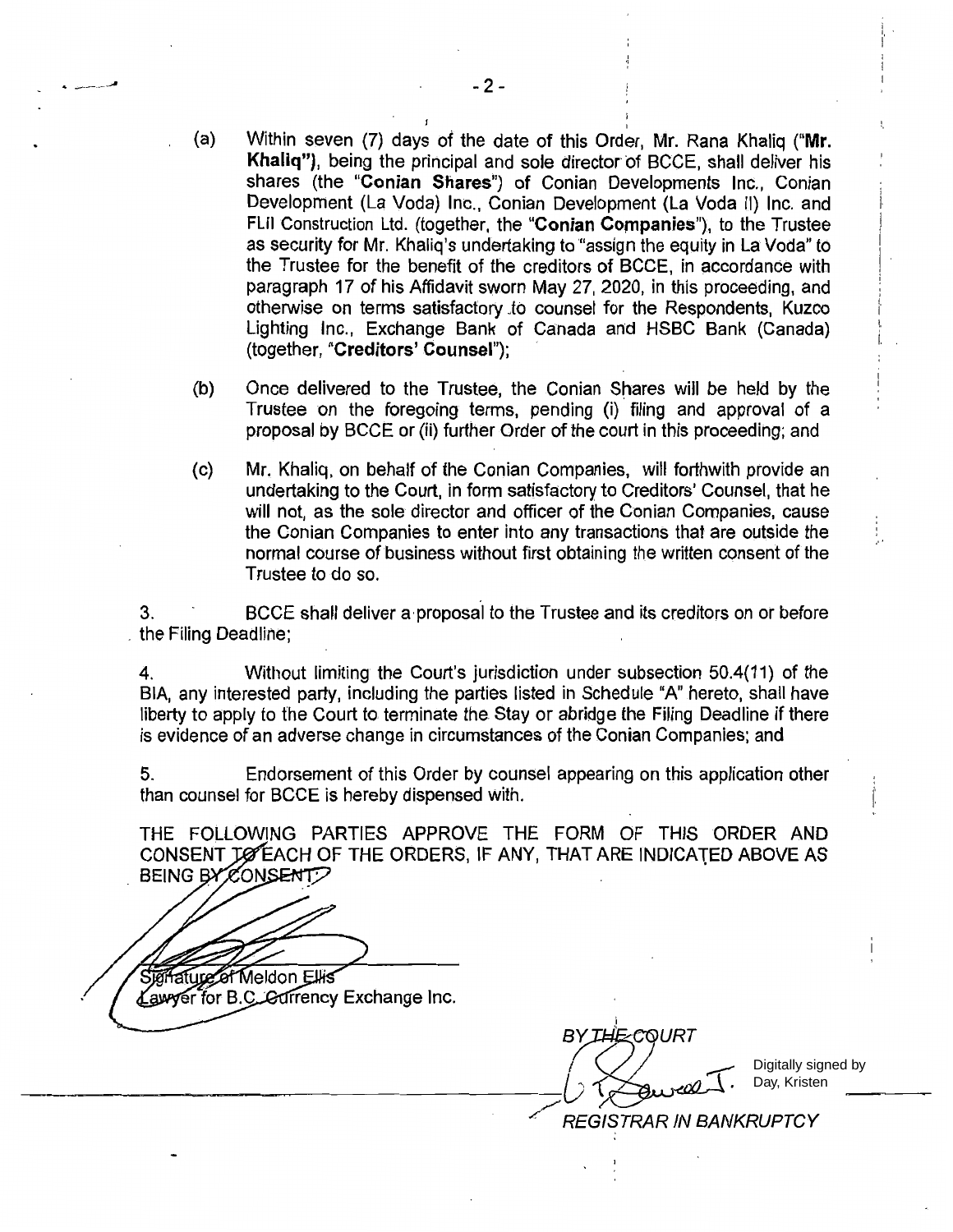(a) Within seven (7) days of the date of this Order, Mr. Rana Khaliq ("**Mr. Khaliq"**), being the principal and sole director of BCCE, shall deliver his shares (the "**Conian Shares**") of Conian Developments Inc., Conian Development (La Voda) Inc., Conian Development (La Voda II) Inc. and FLII Construction Ltd. (together, the "**Conian Companies**"), to the Trustee as security for Mr. Khaliq's undertaking to "assign the equity in La Voda" to the Trustee for the benefit of the creditors of BCCE, in accordance with paragraph 17 of his Affidavit sworn May 27, 2020, in this proceeding, and otherwise on terms satisfactory to counsel for the Respondents, Kuzco Lighting Inc., Exchange Bank of Canada and HSBC Bank (Canada) (together, "**Creditors' Counsel**");

(b) Once delivered to the Trustee, the Conian Shares will be held by the Trustee on the foregoing terms, pending (i) filing and approval of a proposal by BCCE or (ii) further Order of the court in this proceeding; and

(c) Mr. Khaliq, on behalf of the Conian Companies, will forthwith provide an undertaking to the Court, in form satisfactory to Creditors' Counsel, that he will not, as the sole director and officer of the Conian Companies, cause the Conian Companies to enter into any transactions that are outside the normal course of business without first obtaining the written consent of the Trustee to do so.

3. BCCE shall deliver a proposal to the Trustee and its creditors on or before the Filing Deadline;

4. Without limiting the Court's jurisdiction under subsection 50.4(11) of the BIA, any interested party, including the parties listed in Schedule "A" hereto, shall have liberty to apply to the Court to terminate the Stay or abridge the Filing Deadline if there is evidence of an adverse change in circumstances of the Conian Companies; and

5. Endorsement of this Order by counsel appearing on this application other than counsel for BCCE is hereby dispensed with.

THE FOLLOWING PARTIES APPROVE THE FORM OF THIS ORDER AND CONSENT TO EACH OF THE ORDERS, IF ANY, THAT ARE INDICATED ABOVE AS BEING BY CONSENT:

Signature of Meldon Ellis
Lawyer for B.C. Currency Exchange Inc.

*BY THE COURT*

Digitally signed by Day, Kristen

*REGISTRAR IN BANKRUPTCY*